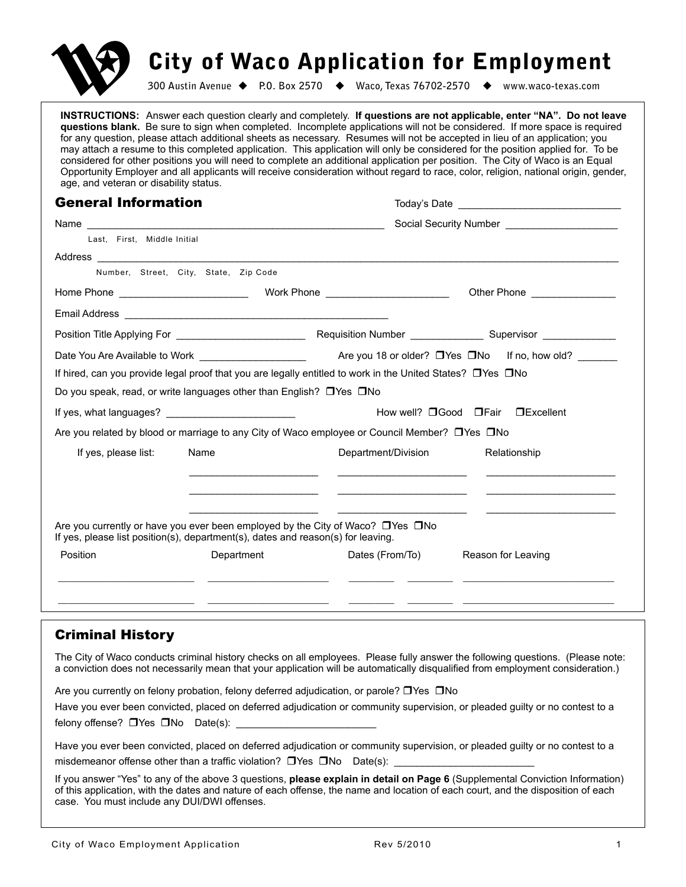# City of Waco Application for Employment

300 Austin Avenue ◆ P.O. Box 2570 ◆ Waco, Texas 76702-2570 ◆ www.waco-texas.com

**INSTRUCTIONS:** Answer each question clearly and completely. **If questions are not applicable, enter "NA". Do not leave questions blank.** Be sure to sign when completed. Incomplete applications will not be considered. If more space is required for any question, please attach additional sheets as necessary. Resumes will not be accepted in lieu of an application; you may attach a resume to this completed application. This application will only be considered for the position applied for. To be considered for other positions you will need to complete an additional application per position. The City of Waco is an Equal Opportunity Employer and all applicants will receive consideration without regard to race, color, religion, national origin, gender, age, and veteran or disability status.

## General Information

Today's Date ______________________________

Name ________________________________________________________ Social Security Number ____________________

Last, First, Middle Initial

Address ________________________________________________________________________________________________

Number, Street, City, State, Zip Code

Home Phone ________________________ Work Phone ______________________ Other Phone _______________

Email Address ________________________________________________

Position Title Applying For ________________________ Requisition Number _____________ Supervisor _____________

Date You Are Available to Work ___________________ Are you 18 or older? ☐Yes ☐No If no, how old? _______

If hired, can you provide legal proof that you are legally entitled to work in the United States? ☐Yes ☐No

Do you speak, read, or write languages other than English? ☐Yes ☐No

If yes, what languages? _______________________ How well? ☐Good ☐Fair ☐Excellent

Are you related by blood or marriage to any City of Waco employee or Council Member? ☐Yes ☐No

If yes, please list:

| Name | Department/Division | Relationship |
|---|---|---|
| | | |
| | | |
| | | |

Are you currently or have you ever been employed by the City of Waco? ☐Yes ☐No
If yes, please list position(s), department(s), dates and reason(s) for leaving.

| Position | Department | Dates (From/To) | | Reason for Leaving |
|---|---|---|---|---|
| | | | | |
| | | | | |

## Criminal History

The City of Waco conducts criminal history checks on all employees. Please fully answer the following questions. (Please note: a conviction does not necessarily mean that your application will be automatically disqualified from employment consideration.)

Are you currently on felony probation, felony deferred adjudication, or parole? ☐Yes ☐No

Have you ever been convicted, placed on deferred adjudication or community supervision, or pleaded guilty or no contest to a felony offense? ☐Yes ☐No Date(s): _________________________

Have you ever been convicted, placed on deferred adjudication or community supervision, or pleaded guilty or no contest to a misdemeanor offense other than a traffic violation? ☐Yes ☐No Date(s): _________________________

If you answer "Yes" to any of the above 3 questions, **please explain in detail on Page 6** (Supplemental Conviction Information) of this application, with the dates and nature of each offense, the name and location of each court, and the disposition of each case. You must include any DUI/DWI offenses.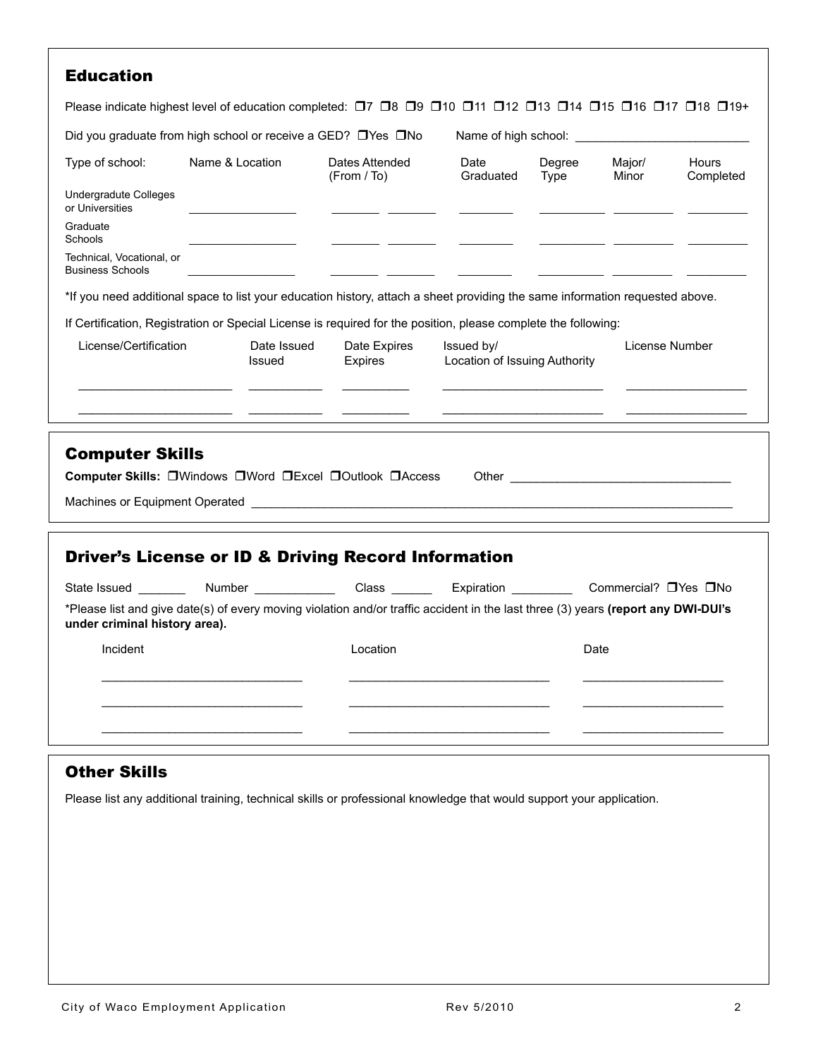## Education

Please indicate highest level of education completed: ❐7 ❐8 ❐9 ❐10 ❐11 ❐12 ❐13 ❐14 ❐15 ❐16 ❐17 ❐18 ❐19+

Did you graduate from high school or receive a GED? ❐Yes ❐No    Name of high school: ___________________________

| Type of school: | Name & Location | Dates Attended (From / To) | Date Graduated | Degree Type | Major/ Minor | Hours Completed |
|---|---|---|---|---|---|---|
| Undergradute Colleges or Universities | ________________ | _______ _______ | ________ | _________ | _________ | _________ |
| Graduate Schools | ________________ | _______ _______ | ________ | _________ | _________ | _________ |
| Technical, Vocational, or Business Schools | ________________ | _______ _______ | ________ | _________ | _________ | _________ |

*If you need additional space to list your education history, attach a sheet providing the same information requested above.

If Certification, Registration or Special License is required for the position, please complete the following:

| License/Certification | Date Issued Issued | Date Expires Expires | Issued by/ Location of Issuing Authority | License Number |
|---|---|---|---|---|
| ______________________ | ___________ | __________ | ________________________ | __________________ |
| ______________________ | ___________ | __________ | ________________________ | __________________ |

## Computer Skills

**Computer Skills:** ❐Windows ❐Word ❐Excel ❐Outlook ❐Access    Other ________________________________

Machines or Equipment Operated ___________________________________________________________________________

## Driver's License or ID & Driving Record Information

State Issued _______ Number ____________ Class ______ Expiration _________ Commercial? ❐Yes ❐No

*Please list and give date(s) of every moving violation and/or traffic accident in the last three (3) years **(report any DWI-DUI's under criminal history area).**

| Incident | Location | Date |
|---|---|---|
| ______________________________ | ______________________________ | ____________________ |
| ______________________________ | ______________________________ | ____________________ |
| ______________________________ | ______________________________ | ____________________ |

## Other Skills

Please list any additional training, technical skills or professional knowledge that would support your application.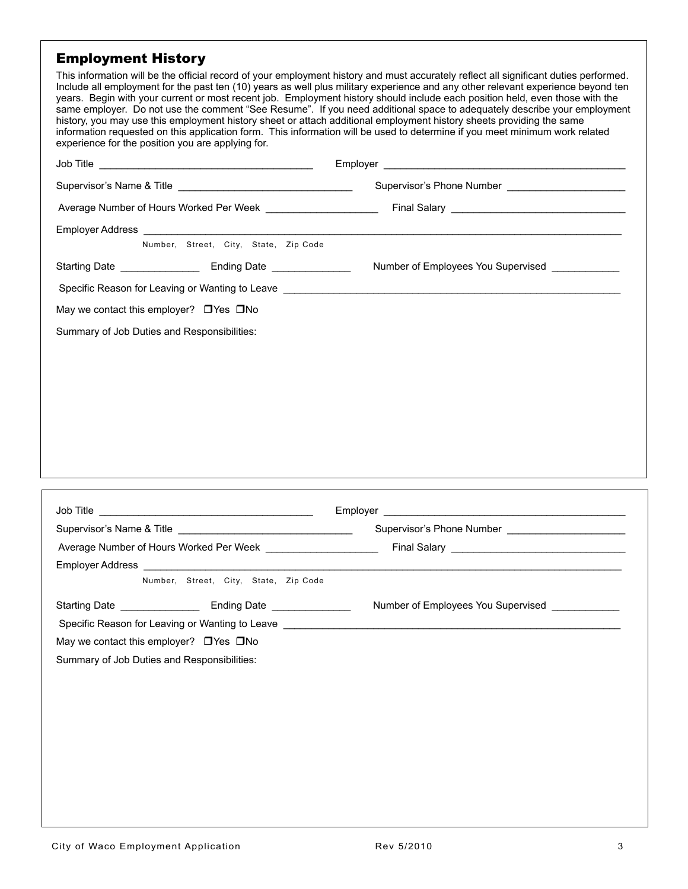## Employment History

This information will be the official record of your employment history and must accurately reflect all significant duties performed. Include all employment for the past ten (10) years as well plus military experience and any other relevant experience beyond ten years. Begin with your current or most recent job. Employment history should include each position held, even those with the same employer. Do not use the comment "See Resume". If you need additional space to adequately describe your employment history, you may use this employment history sheet or attach additional employment history sheets providing the same information requested on this application form. This information will be used to determine if you meet minimum work related experience for the position you are applying for.

Job Title ____________________________________ Employer ____________________________________________

Supervisor's Name & Title ______________________________ Supervisor's Phone Number ____________________

Average Number of Hours Worked Per Week ___________________ Final Salary ______________________________

Employer Address ______________________________________________________________________________
Number, Street, City, State, Zip Code

Starting Date ______________ Ending Date ______________ Number of Employees You Supervised ___________

Specific Reason for Leaving or Wanting to Leave ____________________________________________________

May we contact this employer? ❒Yes ❒No

Summary of Job Duties and Responsibilities:

---

Job Title ____________________________________ Employer ____________________________________________

Supervisor's Name & Title ______________________________ Supervisor's Phone Number ____________________

Average Number of Hours Worked Per Week ___________________ Final Salary ______________________________

Employer Address ______________________________________________________________________________
Number, Street, City, State, Zip Code

Starting Date ______________ Ending Date ______________ Number of Employees You Supervised ___________

Specific Reason for Leaving or Wanting to Leave ____________________________________________________

May we contact this employer? ❒Yes ❒No

Summary of Job Duties and Responsibilities: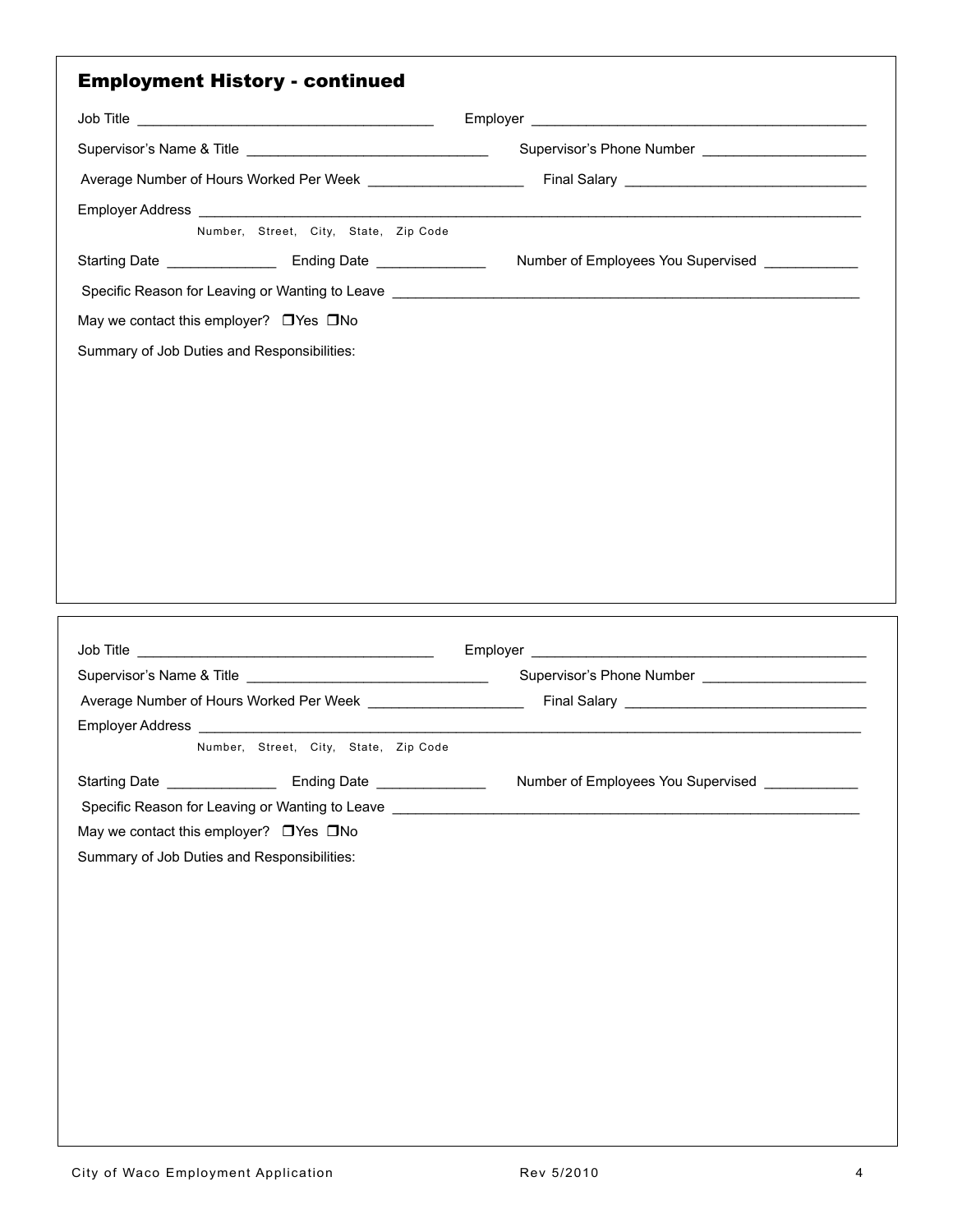## Employment History - continued

Job Title ____________________________________ Employer ___________________________________________

Supervisor's Name & Title ______________________________ Supervisor's Phone Number ____________________

Average Number of Hours Worked Per Week ___________________ Final Salary ______________________________

Employer Address ______________________________________________________________________________

Number, Street, City, State, Zip Code

Starting Date _____________ Ending Date _____________ Number of Employees You Supervised ___________

Specific Reason for Leaving or Wanting to Leave ____________________________________________________________

May we contact this employer? ❐Yes ❐No

Summary of Job Duties and Responsibilities:

---

Job Title ____________________________________ Employer ___________________________________________

Supervisor's Name & Title ______________________________ Supervisor's Phone Number ____________________

Average Number of Hours Worked Per Week ___________________ Final Salary ______________________________

Employer Address ______________________________________________________________________________

Number, Street, City, State, Zip Code

Starting Date _____________ Ending Date _____________ Number of Employees You Supervised ___________

Specific Reason for Leaving or Wanting to Leave ____________________________________________________________

May we contact this employer? ❐Yes ❐No

Summary of Job Duties and Responsibilities: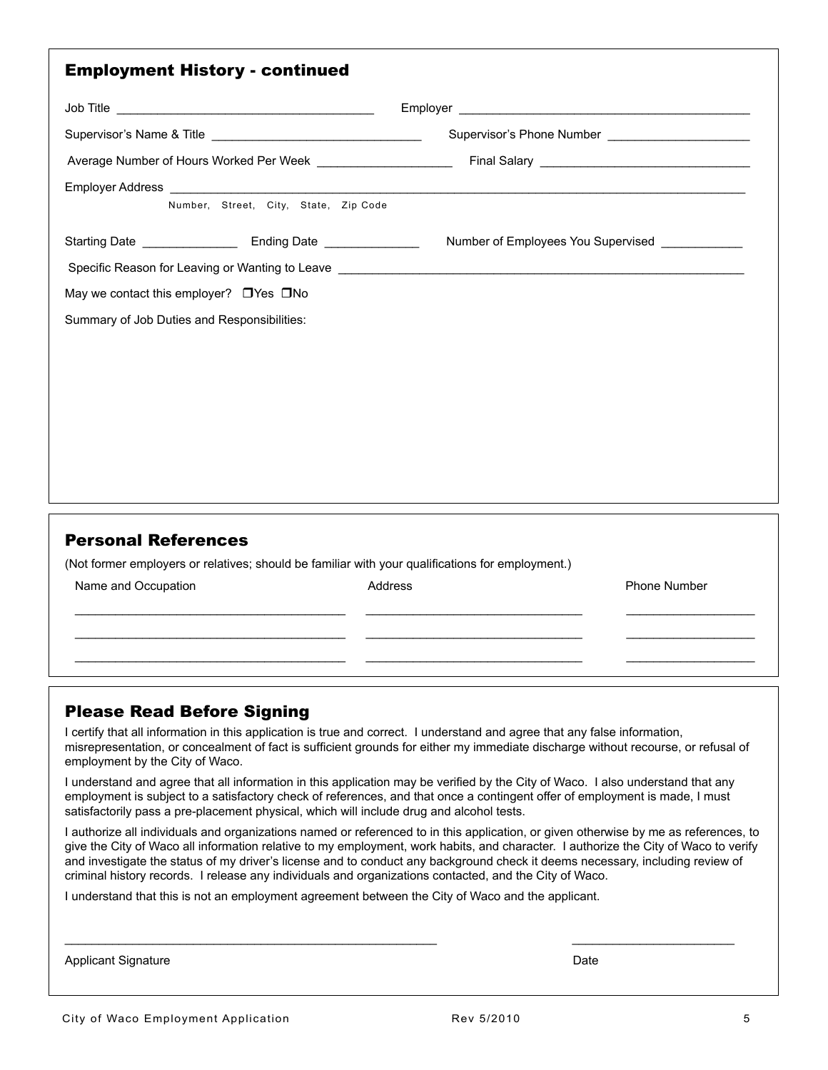## Employment History - continued

Job Title ______________________________________ Employer ____________________________________________

Supervisor's Name & Title _______________________________ Supervisor's Phone Number _____________________

Average Number of Hours Worked Per Week ____________________ Final Salary _______________________________

Employer Address __________________________________________________________________________________________

Number, Street, City, State, Zip Code

Starting Date ______________ Ending Date ______________ Number of Employees You Supervised ____________

Specific Reason for Leaving or Wanting to Leave _______________________________________________________________

May we contact this employer? ❐Yes ❐No

Summary of Job Duties and Responsibilities:

## Personal References

(Not former employers or relatives; should be familiar with your qualifications for employment.)

| Name and Occupation | Address | Phone Number |
|---|---|---|
| | | |
| | | |
| | | |

## Please Read Before Signing

I certify that all information in this application is true and correct. I understand and agree that any false information, misrepresentation, or concealment of fact is sufficient grounds for either my immediate discharge without recourse, or refusal of employment by the City of Waco.

I understand and agree that all information in this application may be verified by the City of Waco. I also understand that any employment is subject to a satisfactory check of references, and that once a contingent offer of employment is made, I must satisfactorily pass a pre-placement physical, which will include drug and alcohol tests.

I authorize all individuals and organizations named or referenced to in this application, or given otherwise by me as references, to give the City of Waco all information relative to my employment, work habits, and character. I authorize the City of Waco to verify and investigate the status of my driver's license and to conduct any background check it deems necessary, including review of criminal history records. I release any individuals and organizations contacted, and the City of Waco.

I understand that this is not an employment agreement between the City of Waco and the applicant.

_______________________________________________________ ________________________

Applicant Signature Date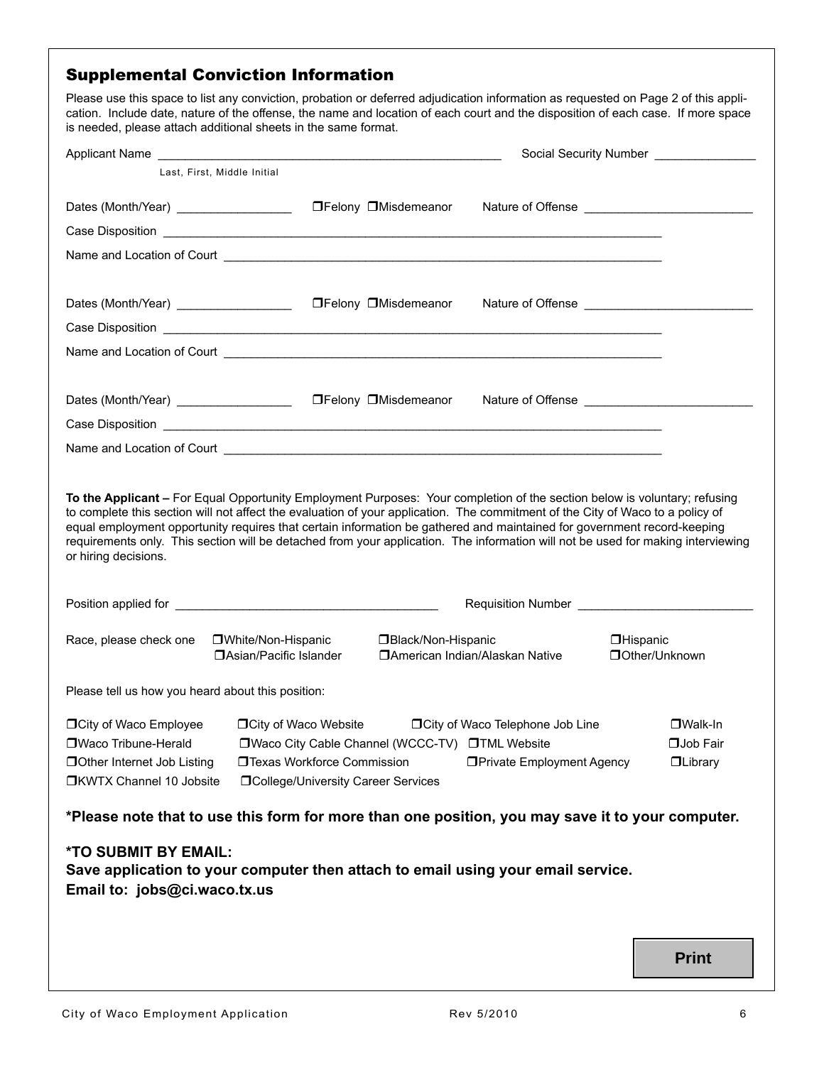## Supplemental Conviction Information

Please use this space to list any conviction, probation or deferred adjudication information as requested on Page 2 of this application. Include date, nature of the offense, the name and location of each court and the disposition of each case. If more space is needed, please attach additional sheets in the same format.

Applicant Name ____________________________________________ Social Security Number _______________

Last, First, Middle Initial

Dates (Month/Year) ________________ ❒Felony ❒Misdemeanor Nature of Offense ________________________

Case Disposition ____________________________________________________________________________

Name and Location of Court ___________________________________________________________________

Dates (Month/Year) ________________ ❒Felony ❒Misdemeanor Nature of Offense ________________________

Case Disposition ____________________________________________________________________________

Name and Location of Court ___________________________________________________________________

Dates (Month/Year) ________________ ❒Felony ❒Misdemeanor Nature of Offense ________________________

Case Disposition ____________________________________________________________________________

Name and Location of Court ___________________________________________________________________

**To the Applicant –** For Equal Opportunity Employment Purposes: Your completion of the section below is voluntary; refusing to complete this section will not affect the evaluation of your application. The commitment of the City of Waco to a policy of equal employment opportunity requires that certain information be gathered and maintained for government record-keeping requirements only. This section will be detached from your application. The information will not be used for making interviewing or hiring decisions.

Position applied for ______________________________________ Requisition Number _________________________

Race, please check one ❒White/Non-Hispanic ❒Black/Non-Hispanic ❒Hispanic ❒Asian/Pacific Islander ❒American Indian/Alaskan Native ❒Other/Unknown

Please tell us how you heard about this position:

❒City of Waco Employee ❒City of Waco Website ❒City of Waco Telephone Job Line ❒Walk-In

❒Waco Tribune-Herald ❒Waco City Cable Channel (WCCC-TV) ❒TML Website ❒Job Fair

❒Other Internet Job Listing ❒Texas Workforce Commission ❒Private Employment Agency ❒Library

❒KWTX Channel 10 Jobsite ❒College/University Career Services

**\*Please note that to use this form for more than one position, you may save it to your computer.**

**\*TO SUBMIT BY EMAIL:**
**Save application to your computer then attach to email using your email service.**
**Email to: jobs@ci.waco.tx.us**

**Print**